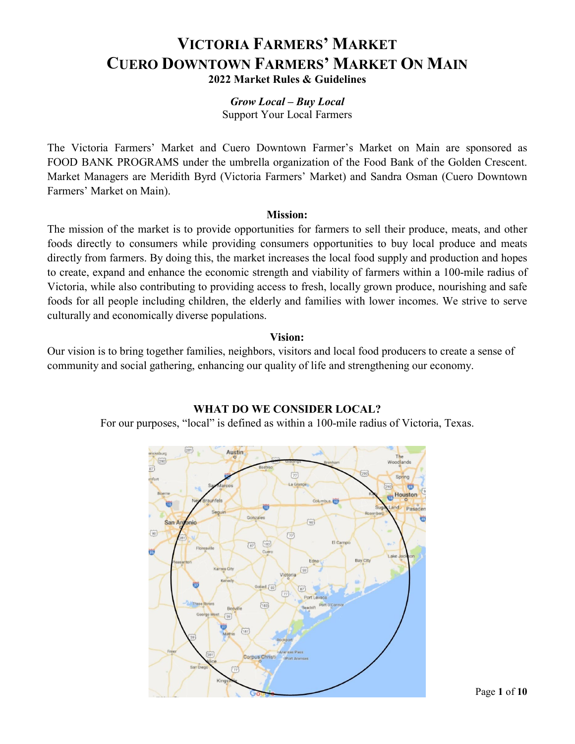# VICTORIA FARMERS' MARKET
# CUERO DOWNTOWN FARMERS' MARKET ON MAIN

**2022 Market Rules & Guidelines**

***Grow Local – Buy Local***
Support Your Local Farmers

The Victoria Farmers' Market and Cuero Downtown Farmer's Market on Main are sponsored as FOOD BANK PROGRAMS under the umbrella organization of the Food Bank of the Golden Crescent. Market Managers are Meridith Byrd (Victoria Farmers' Market) and Sandra Osman (Cuero Downtown Farmers' Market on Main).

**Mission:**

The mission of the market is to provide opportunities for farmers to sell their produce, meats, and other foods directly to consumers while providing consumers opportunities to buy local produce and meats directly from farmers. By doing this, the market increases the local food supply and production and hopes to create, expand and enhance the economic strength and viability of farmers within a 100-mile radius of Victoria, while also contributing to providing access to fresh, locally grown produce, nourishing and safe foods for all people including children, the elderly and families with lower incomes. We strive to serve culturally and economically diverse populations.

**Vision:**

Our vision is to bring together families, neighbors, visitors and local food producers to create a sense of community and social gathering, enhancing our quality of life and strengthening our economy.

**WHAT DO WE CONSIDER LOCAL?**

For our purposes, "local" is defined as within a 100-mile radius of Victoria, Texas.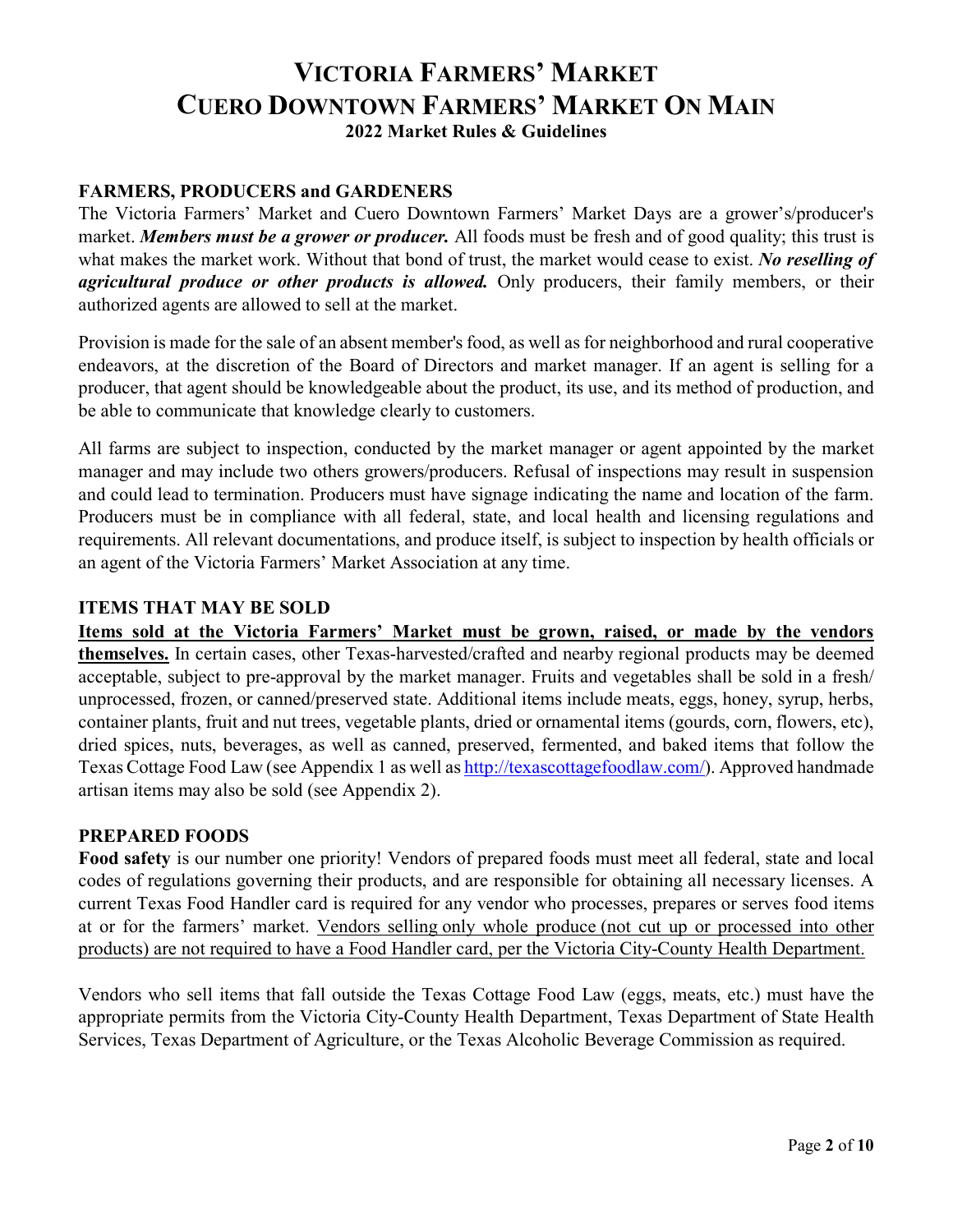# VICTORIA FARMERS' MARKET
# CUERO DOWNTOWN FARMERS' MARKET ON MAIN
### 2022 Market Rules & Guidelines

## FARMERS, PRODUCERS and GARDENERS

The Victoria Farmers' Market and Cuero Downtown Farmers' Market Days are a grower's/producer's market. ***Members must be a grower or producer.*** All foods must be fresh and of good quality; this trust is what makes the market work. Without that bond of trust, the market would cease to exist. ***No reselling of agricultural produce or other products is allowed.*** Only producers, their family members, or their authorized agents are allowed to sell at the market.

Provision is made for the sale of an absent member's food, as well as for neighborhood and rural cooperative endeavors, at the discretion of the Board of Directors and market manager. If an agent is selling for a producer, that agent should be knowledgeable about the product, its use, and its method of production, and be able to communicate that knowledge clearly to customers.

All farms are subject to inspection, conducted by the market manager or agent appointed by the market manager and may include two others growers/producers. Refusal of inspections may result in suspension and could lead to termination. Producers must have signage indicating the name and location of the farm. Producers must be in compliance with all federal, state, and local health and licensing regulations and requirements. All relevant documentations, and produce itself, is subject to inspection by health officials or an agent of the Victoria Farmers' Market Association at any time.

## ITEMS THAT MAY BE SOLD

<u>**Items sold at the Victoria Farmers' Market must be grown, raised, or made by the vendors themselves.**</u> In certain cases, other Texas-harvested/crafted and nearby regional products may be deemed acceptable, subject to pre-approval by the market manager. Fruits and vegetables shall be sold in a fresh/ unprocessed, frozen, or canned/preserved state. Additional items include meats, eggs, honey, syrup, herbs, container plants, fruit and nut trees, vegetable plants, dried or ornamental items (gourds, corn, flowers, etc), dried spices, nuts, beverages, as well as canned, preserved, fermented, and baked items that follow the Texas Cottage Food Law (see Appendix 1 as well as http://texascottagefoodlaw.com/). Approved handmade artisan items may also be sold (see Appendix 2).

## PREPARED FOODS

**Food safety** is our number one priority! Vendors of prepared foods must meet all federal, state and local codes of regulations governing their products, and are responsible for obtaining all necessary licenses. A current Texas Food Handler card is required for any vendor who processes, prepares or serves food items at or for the farmers' market. <u>Vendors selling only whole produce (not cut up or processed into other products) are not required to have a Food Handler card, per the Victoria City-County Health Department.</u>

Vendors who sell items that fall outside the Texas Cottage Food Law (eggs, meats, etc.) must have the appropriate permits from the Victoria City-County Health Department, Texas Department of State Health Services, Texas Department of Agriculture, or the Texas Alcoholic Beverage Commission as required.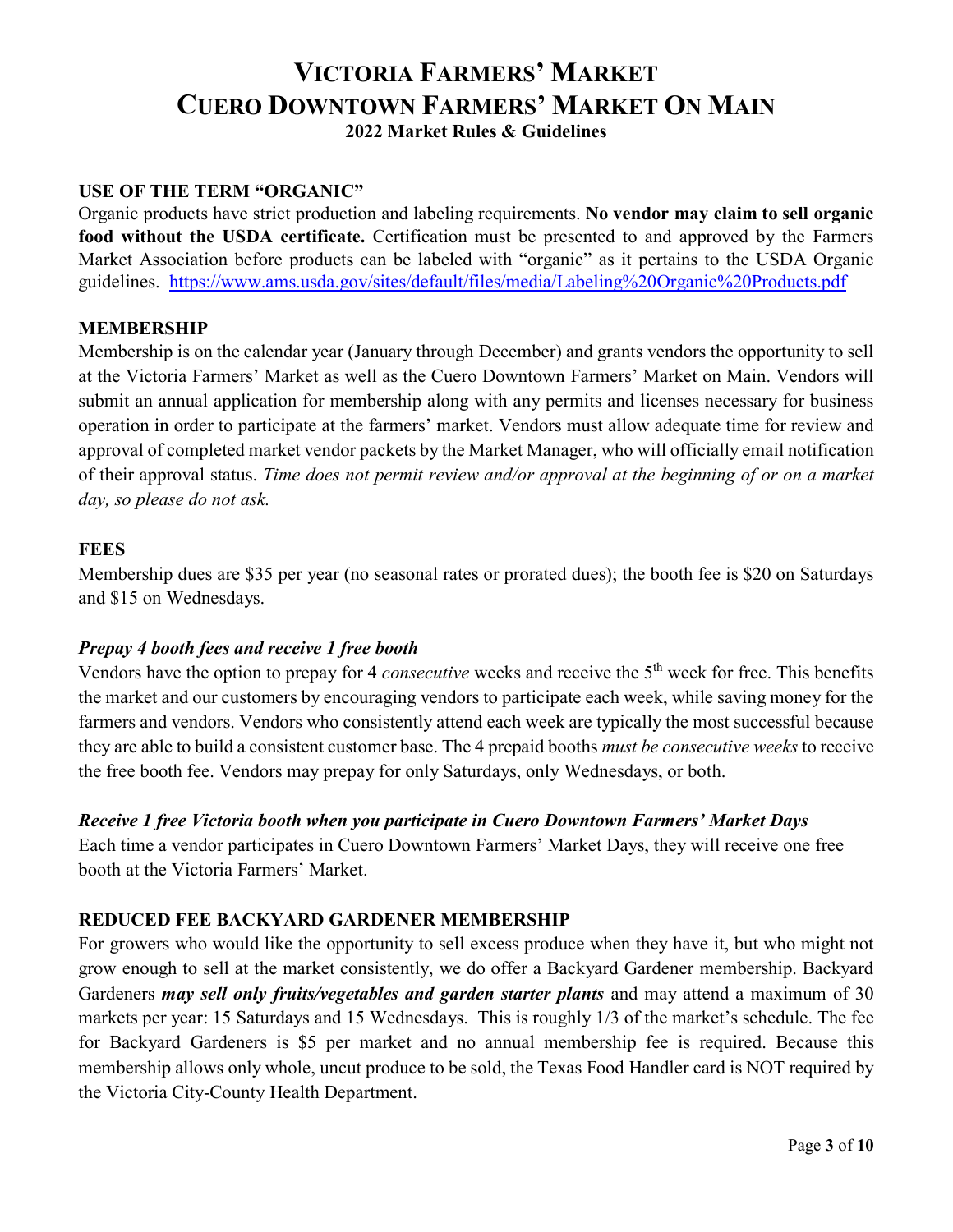# VICTORIA FARMERS' MARKET
# CUERO DOWNTOWN FARMERS' MARKET ON MAIN
## 2022 Market Rules & Guidelines

**USE OF THE TERM "ORGANIC"**

Organic products have strict production and labeling requirements. **No vendor may claim to sell organic food without the USDA certificate.** Certification must be presented to and approved by the Farmers Market Association before products can be labeled with "organic" as it pertains to the USDA Organic guidelines. https://www.ams.usda.gov/sites/default/files/media/Labeling%20Organic%20Products.pdf

**MEMBERSHIP**

Membership is on the calendar year (January through December) and grants vendors the opportunity to sell at the Victoria Farmers' Market as well as the Cuero Downtown Farmers' Market on Main. Vendors will submit an annual application for membership along with any permits and licenses necessary for business operation in order to participate at the farmers' market. Vendors must allow adequate time for review and approval of completed market vendor packets by the Market Manager, who will officially email notification of their approval status. *Time does not permit review and/or approval at the beginning of or on a market day, so please do not ask.*

**FEES**

Membership dues are $35 per year (no seasonal rates or prorated dues); the booth fee is $20 on Saturdays and $15 on Wednesdays.

***Prepay 4 booth fees and receive 1 free booth***

Vendors have the option to prepay for 4 *consecutive* weeks and receive the 5th week for free. This benefits the market and our customers by encouraging vendors to participate each week, while saving money for the farmers and vendors. Vendors who consistently attend each week are typically the most successful because they are able to build a consistent customer base. The 4 prepaid booths *must be consecutive weeks* to receive the free booth fee. Vendors may prepay for only Saturdays, only Wednesdays, or both.

***Receive 1 free Victoria booth when you participate in Cuero Downtown Farmers' Market Days***

Each time a vendor participates in Cuero Downtown Farmers' Market Days, they will receive one free booth at the Victoria Farmers' Market.

**REDUCED FEE BACKYARD GARDENER MEMBERSHIP**

For growers who would like the opportunity to sell excess produce when they have it, but who might not grow enough to sell at the market consistently, we do offer a Backyard Gardener membership. Backyard Gardeners ***may sell only fruits/vegetables and garden starter plants*** and may attend a maximum of 30 markets per year: 15 Saturdays and 15 Wednesdays. This is roughly 1/3 of the market's schedule. The fee for Backyard Gardeners is $5 per market and no annual membership fee is required. Because this membership allows only whole, uncut produce to be sold, the Texas Food Handler card is NOT required by the Victoria City-County Health Department.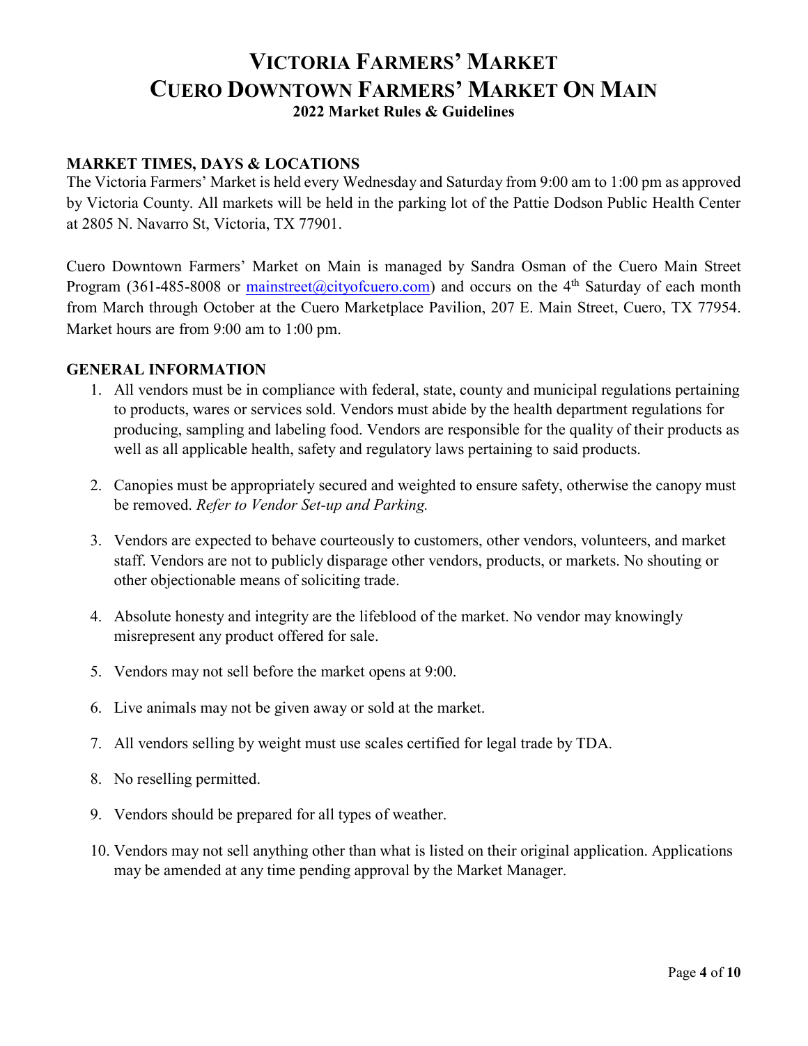# VICTORIA FARMERS' MARKET
# CUERO DOWNTOWN FARMERS' MARKET ON MAIN
### 2022 Market Rules & Guidelines

**MARKET TIMES, DAYS & LOCATIONS**

The Victoria Farmers' Market is held every Wednesday and Saturday from 9:00 am to 1:00 pm as approved by Victoria County. All markets will be held in the parking lot of the Pattie Dodson Public Health Center at 2805 N. Navarro St, Victoria, TX 77901.

Cuero Downtown Farmers' Market on Main is managed by Sandra Osman of the Cuero Main Street Program (361-485-8008 or mainstreet@cityofcuero.com) and occurs on the 4th Saturday of each month from March through October at the Cuero Marketplace Pavilion, 207 E. Main Street, Cuero, TX 77954. Market hours are from 9:00 am to 1:00 pm.

**GENERAL INFORMATION**

1. All vendors must be in compliance with federal, state, county and municipal regulations pertaining to products, wares or services sold. Vendors must abide by the health department regulations for producing, sampling and labeling food. Vendors are responsible for the quality of their products as well as all applicable health, safety and regulatory laws pertaining to said products.
2. Canopies must be appropriately secured and weighted to ensure safety, otherwise the canopy must be removed. *Refer to Vendor Set-up and Parking.*
3. Vendors are expected to behave courteously to customers, other vendors, volunteers, and market staff. Vendors are not to publicly disparage other vendors, products, or markets. No shouting or other objectionable means of soliciting trade.
4. Absolute honesty and integrity are the lifeblood of the market. No vendor may knowingly misrepresent any product offered for sale.
5. Vendors may not sell before the market opens at 9:00.
6. Live animals may not be given away or sold at the market.
7. All vendors selling by weight must use scales certified for legal trade by TDA.
8. No reselling permitted.
9. Vendors should be prepared for all types of weather.
10. Vendors may not sell anything other than what is listed on their original application. Applications may be amended at any time pending approval by the Market Manager.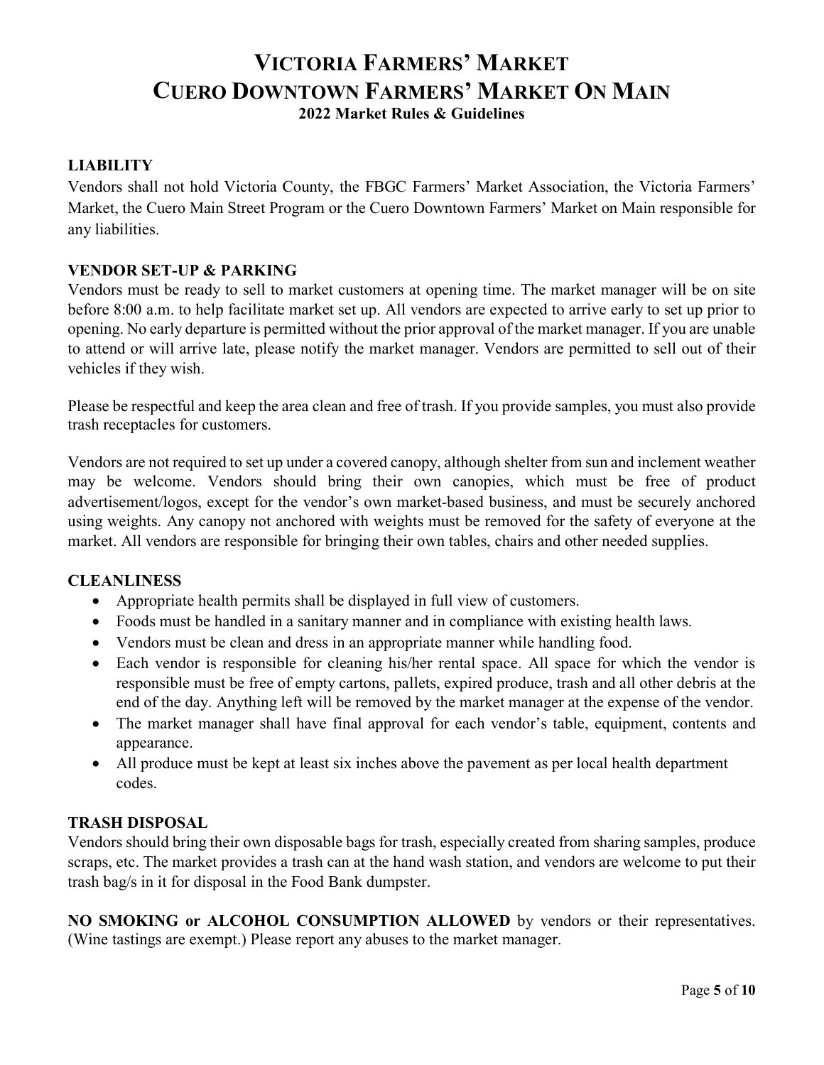# VICTORIA FARMERS' MARKET
# CUERO DOWNTOWN FARMERS' MARKET ON MAIN

**2022 Market Rules & Guidelines**

## LIABILITY

Vendors shall not hold Victoria County, the FBGC Farmers' Market Association, the Victoria Farmers' Market, the Cuero Main Street Program or the Cuero Downtown Farmers' Market on Main responsible for any liabilities.

## VENDOR SET-UP & PARKING

Vendors must be ready to sell to market customers at opening time. The market manager will be on site before 8:00 a.m. to help facilitate market set up. All vendors are expected to arrive early to set up prior to opening. No early departure is permitted without the prior approval of the market manager. If you are unable to attend or will arrive late, please notify the market manager. Vendors are permitted to sell out of their vehicles if they wish.

Please be respectful and keep the area clean and free of trash. If you provide samples, you must also provide trash receptacles for customers.

Vendors are not required to set up under a covered canopy, although shelter from sun and inclement weather may be welcome. Vendors should bring their own canopies, which must be free of product advertisement/logos, except for the vendor's own market-based business, and must be securely anchored using weights. Any canopy not anchored with weights must be removed for the safety of everyone at the market. All vendors are responsible for bringing their own tables, chairs and other needed supplies.

## CLEANLINESS

- Appropriate health permits shall be displayed in full view of customers.
- Foods must be handled in a sanitary manner and in compliance with existing health laws.
- Vendors must be clean and dress in an appropriate manner while handling food.
- Each vendor is responsible for cleaning his/her rental space. All space for which the vendor is responsible must be free of empty cartons, pallets, expired produce, trash and all other debris at the end of the day. Anything left will be removed by the market manager at the expense of the vendor.
- The market manager shall have final approval for each vendor's table, equipment, contents and appearance.
- All produce must be kept at least six inches above the pavement as per local health department codes.

## TRASH DISPOSAL

Vendors should bring their own disposable bags for trash, especially created from sharing samples, produce scraps, etc. The market provides a trash can at the hand wash station, and vendors are welcome to put their trash bag/s in it for disposal in the Food Bank dumpster.

**NO SMOKING or ALCOHOL CONSUMPTION ALLOWED** by vendors or their representatives. (Wine tastings are exempt.) Please report any abuses to the market manager.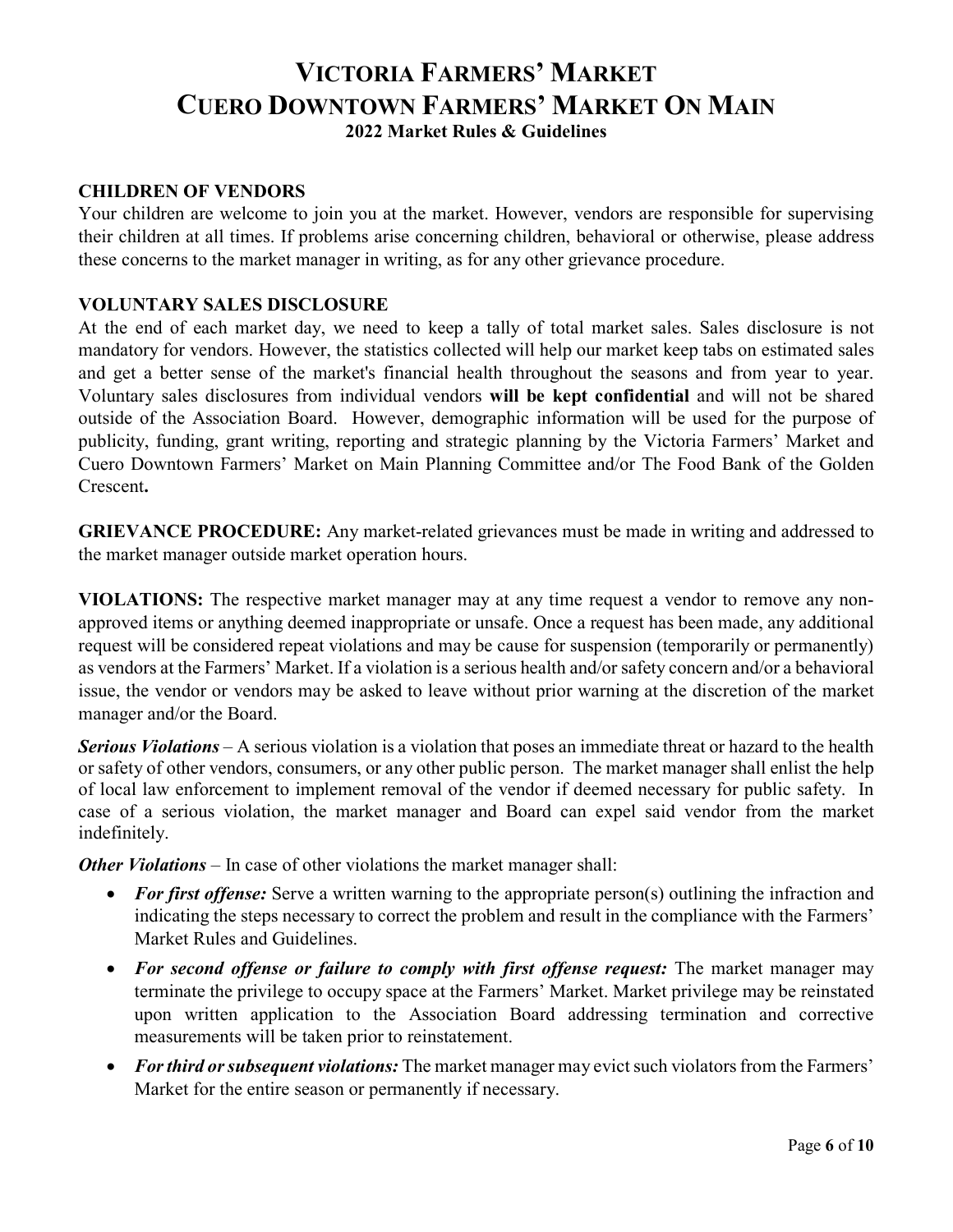# VICTORIA FARMERS' MARKET
# CUERO DOWNTOWN FARMERS' MARKET ON MAIN
### 2022 Market Rules & Guidelines

## CHILDREN OF VENDORS

Your children are welcome to join you at the market. However, vendors are responsible for supervising their children at all times. If problems arise concerning children, behavioral or otherwise, please address these concerns to the market manager in writing, as for any other grievance procedure.

## VOLUNTARY SALES DISCLOSURE

At the end of each market day, we need to keep a tally of total market sales. Sales disclosure is not mandatory for vendors. However, the statistics collected will help our market keep tabs on estimated sales and get a better sense of the market's financial health throughout the seasons and from year to year. Voluntary sales disclosures from individual vendors **will be kept confidential** and will not be shared outside of the Association Board. However, demographic information will be used for the purpose of publicity, funding, grant writing, reporting and strategic planning by the Victoria Farmers' Market and Cuero Downtown Farmers' Market on Main Planning Committee and/or The Food Bank of the Golden Crescent**.**

**GRIEVANCE PROCEDURE:** Any market-related grievances must be made in writing and addressed to the market manager outside market operation hours.

**VIOLATIONS:** The respective market manager may at any time request a vendor to remove any non-approved items or anything deemed inappropriate or unsafe. Once a request has been made, any additional request will be considered repeat violations and may be cause for suspension (temporarily or permanently) as vendors at the Farmers' Market. If a violation is a serious health and/or safety concern and/or a behavioral issue, the vendor or vendors may be asked to leave without prior warning at the discretion of the market manager and/or the Board.

***Serious Violations*** – A serious violation is a violation that poses an immediate threat or hazard to the health or safety of other vendors, consumers, or any other public person. The market manager shall enlist the help of local law enforcement to implement removal of the vendor if deemed necessary for public safety. In case of a serious violation, the market manager and Board can expel said vendor from the market indefinitely.

***Other Violations*** – In case of other violations the market manager shall:

- ***For first offense:*** Serve a written warning to the appropriate person(s) outlining the infraction and indicating the steps necessary to correct the problem and result in the compliance with the Farmers' Market Rules and Guidelines.
- ***For second offense or failure to comply with first offense request:*** The market manager may terminate the privilege to occupy space at the Farmers' Market. Market privilege may be reinstated upon written application to the Association Board addressing termination and corrective measurements will be taken prior to reinstatement.
- ***For third or subsequent violations:*** The market manager may evict such violators from the Farmers' Market for the entire season or permanently if necessary.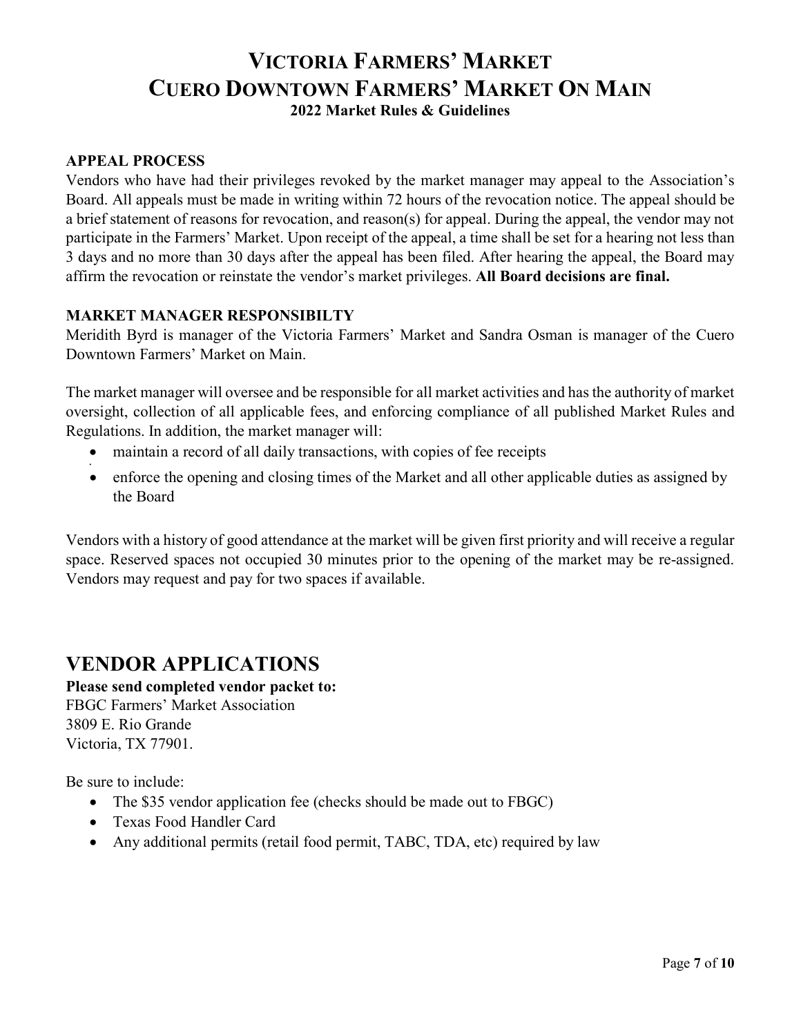# VICTORIA FARMERS' MARKET
# CUERO DOWNTOWN FARMERS' MARKET ON MAIN
### 2022 Market Rules & Guidelines

**APPEAL PROCESS**

Vendors who have had their privileges revoked by the market manager may appeal to the Association's Board. All appeals must be made in writing within 72 hours of the revocation notice. The appeal should be a brief statement of reasons for revocation, and reason(s) for appeal. During the appeal, the vendor may not participate in the Farmers' Market. Upon receipt of the appeal, a time shall be set for a hearing not less than 3 days and no more than 30 days after the appeal has been filed. After hearing the appeal, the Board may affirm the revocation or reinstate the vendor's market privileges. **All Board decisions are final.**

**MARKET MANAGER RESPONSIBILTY**

Meridith Byrd is manager of the Victoria Farmers' Market and Sandra Osman is manager of the Cuero Downtown Farmers' Market on Main.

The market manager will oversee and be responsible for all market activities and has the authority of market oversight, collection of all applicable fees, and enforcing compliance of all published Market Rules and Regulations. In addition, the market manager will:

- maintain a record of all daily transactions, with copies of fee receipts
- enforce the opening and closing times of the Market and all other applicable duties as assigned by the Board

Vendors with a history of good attendance at the market will be given first priority and will receive a regular space. Reserved spaces not occupied 30 minutes prior to the opening of the market may be re-assigned. Vendors may request and pay for two spaces if available.

## VENDOR APPLICATIONS

**Please send completed vendor packet to:**

FBGC Farmers' Market Association
3809 E. Rio Grande
Victoria, TX 77901.

Be sure to include:

- The $35 vendor application fee (checks should be made out to FBGC)
- Texas Food Handler Card
- Any additional permits (retail food permit, TABC, TDA, etc) required by law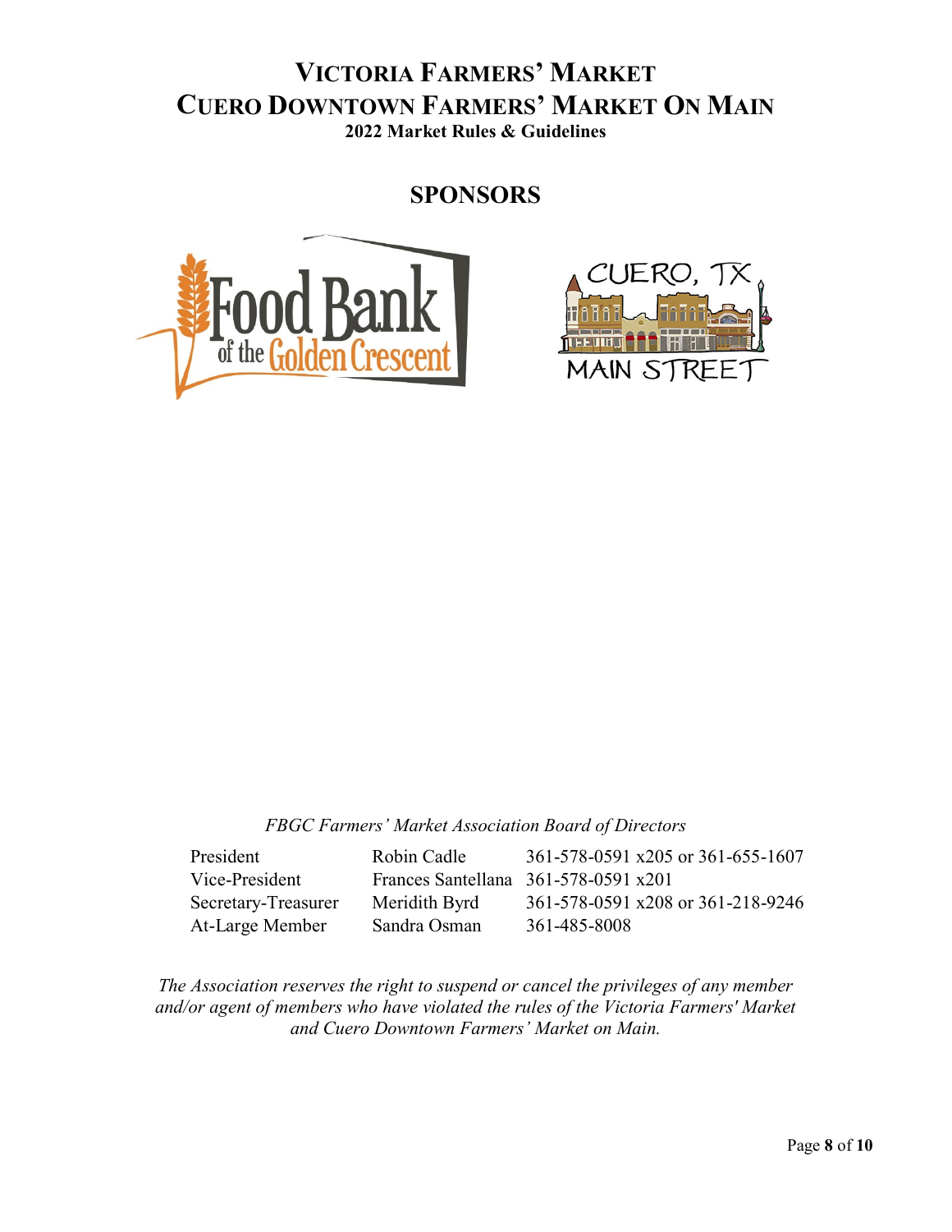# Victoria Farmers' Market
# Cuero Downtown Farmers' Market On Main
**2022 Market Rules & Guidelines**

## SPONSORS

Food Bank of the Golden Crescent

CUERO, TX MAIN STREET

*FBGC Farmers' Market Association Board of Directors*

| | | |
|---|---|---|
| President | Robin Cadle | 361-578-0591 x205 or 361-655-1607 |
| Vice-President | Frances Santellana | 361-578-0591 x201 |
| Secretary-Treasurer | Meridith Byrd | 361-578-0591 x208 or 361-218-9246 |
| At-Large Member | Sandra Osman | 361-485-8008 |

*The Association reserves the right to suspend or cancel the privileges of any member and/or agent of members who have violated the rules of the Victoria Farmers' Market and Cuero Downtown Farmers' Market on Main.*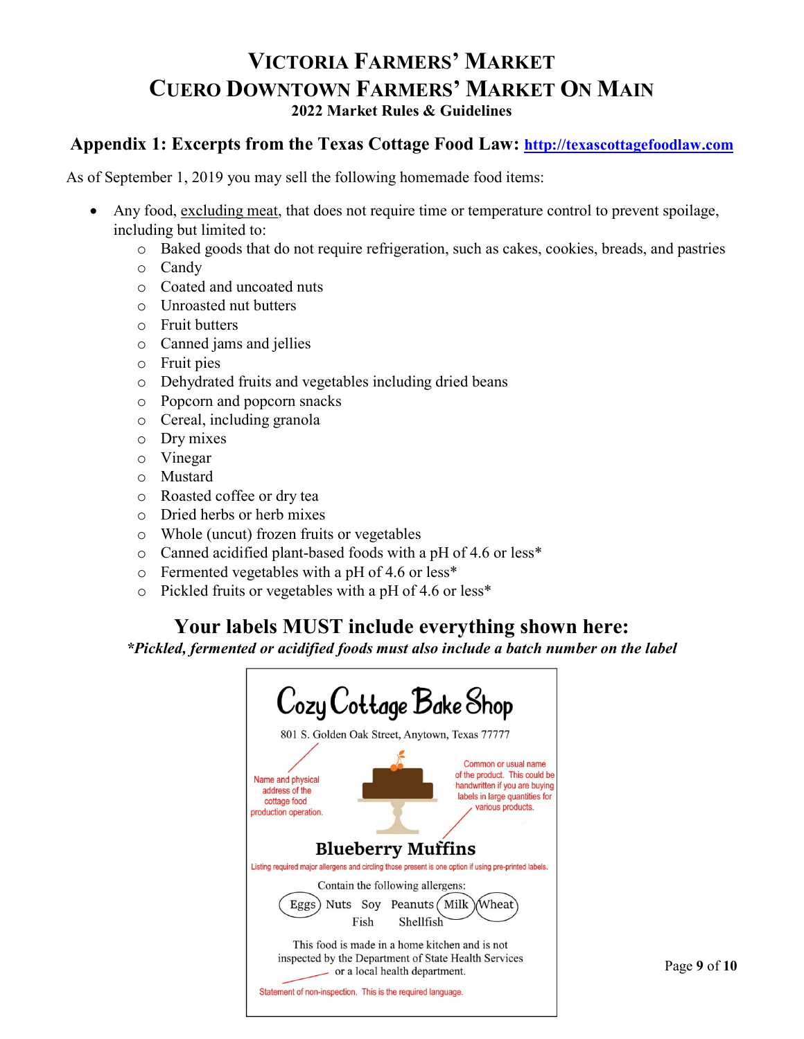# VICTORIA FARMERS' MARKET
# CUERO DOWNTOWN FARMERS' MARKET ON MAIN

**2022 Market Rules & Guidelines**

## Appendix 1: Excerpts from the Texas Cottage Food Law: http://texascottagefoodlaw.com

As of September 1, 2019 you may sell the following homemade food items:

- Any food, <u>excluding meat</u>, that does not require time or temperature control to prevent spoilage, including but limited to:
  - Baked goods that do not require refrigeration, such as cakes, cookies, breads, and pastries
  - Candy
  - Coated and uncoated nuts
  - Unroasted nut butters
  - Fruit butters
  - Canned jams and jellies
  - Fruit pies
  - Dehydrated fruits and vegetables including dried beans
  - Popcorn and popcorn snacks
  - Cereal, including granola
  - Dry mixes
  - Vinegar
  - Mustard
  - Roasted coffee or dry tea
  - Dried herbs or herb mixes
  - Whole (uncut) frozen fruits or vegetables
  - Canned acidified plant-based foods with a pH of 4.6 or less*
  - Fermented vegetables with a pH of 4.6 or less*
  - Pickled fruits or vegetables with a pH of 4.6 or less*

## Your labels MUST include everything shown here:

***Pickled, fermented or acidified foods must also include a batch number on the label***

Cozy Cottage Bake Shop

801 S. Golden Oak Street, Anytown, Texas 77777

Name and physical address of the cottage food production operation.

Common or usual name of the product. This could be handwritten if you are buying labels in large quantities for various products.

**Blueberry Muffins**

Listing required major allergens and circling those present is one option if using pre-printed labels.

Contain the following allergens:

Eggs Nuts Soy Peanuts Milk Wheat Fish Shellfish

This food is made in a home kitchen and is not inspected by the Department of State Health Services or a local health department.

Statement of non-inspection. This is the required language.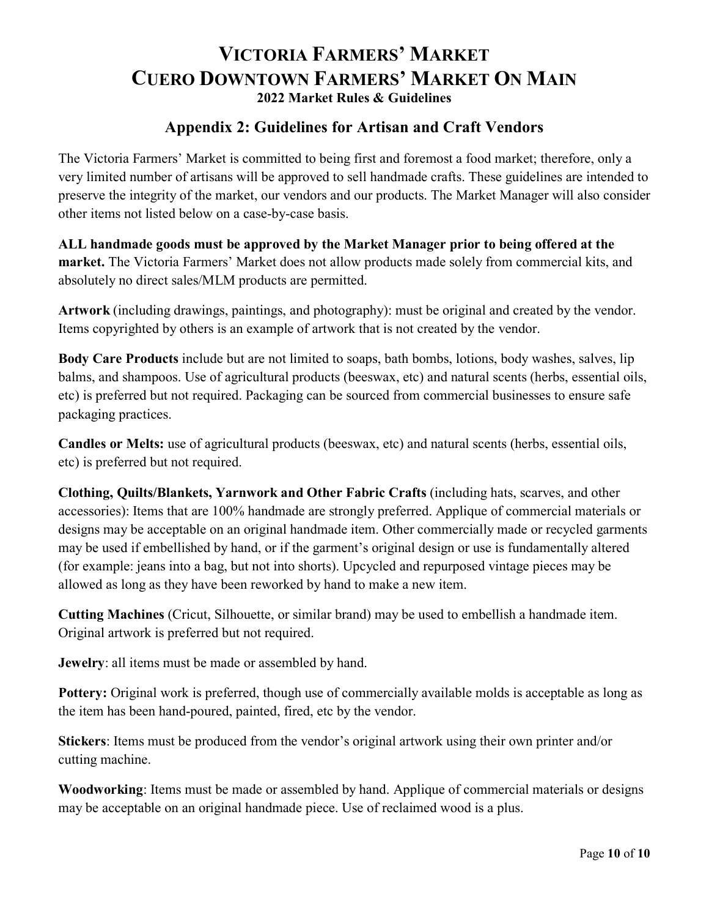# Victoria Farmers' Market
# Cuero Downtown Farmers' Market On Main

**2022 Market Rules & Guidelines**

## Appendix 2: Guidelines for Artisan and Craft Vendors

The Victoria Farmers' Market is committed to being first and foremost a food market; therefore, only a very limited number of artisans will be approved to sell handmade crafts. These guidelines are intended to preserve the integrity of the market, our vendors and our products. The Market Manager will also consider other items not listed below on a case-by-case basis.

**ALL handmade goods must be approved by the Market Manager prior to being offered at the market.** The Victoria Farmers' Market does not allow products made solely from commercial kits, and absolutely no direct sales/MLM products are permitted.

**Artwork** (including drawings, paintings, and photography): must be original and created by the vendor. Items copyrighted by others is an example of artwork that is not created by the vendor.

**Body Care Products** include but are not limited to soaps, bath bombs, lotions, body washes, salves, lip balms, and shampoos. Use of agricultural products (beeswax, etc) and natural scents (herbs, essential oils, etc) is preferred but not required. Packaging can be sourced from commercial businesses to ensure safe packaging practices.

**Candles or Melts:** use of agricultural products (beeswax, etc) and natural scents (herbs, essential oils, etc) is preferred but not required.

**Clothing, Quilts/Blankets, Yarnwork and Other Fabric Crafts** (including hats, scarves, and other accessories): Items that are 100% handmade are strongly preferred. Applique of commercial materials or designs may be acceptable on an original handmade item. Other commercially made or recycled garments may be used if embellished by hand, or if the garment's original design or use is fundamentally altered (for example: jeans into a bag, but not into shorts). Upcycled and repurposed vintage pieces may be allowed as long as they have been reworked by hand to make a new item.

**Cutting Machines** (Cricut, Silhouette, or similar brand) may be used to embellish a handmade item. Original artwork is preferred but not required.

**Jewelry**: all items must be made or assembled by hand.

**Pottery:** Original work is preferred, though use of commercially available molds is acceptable as long as the item has been hand-poured, painted, fired, etc by the vendor.

**Stickers**: Items must be produced from the vendor's original artwork using their own printer and/or cutting machine.

**Woodworking**: Items must be made or assembled by hand. Applique of commercial materials or designs may be acceptable on an original handmade piece. Use of reclaimed wood is a plus.